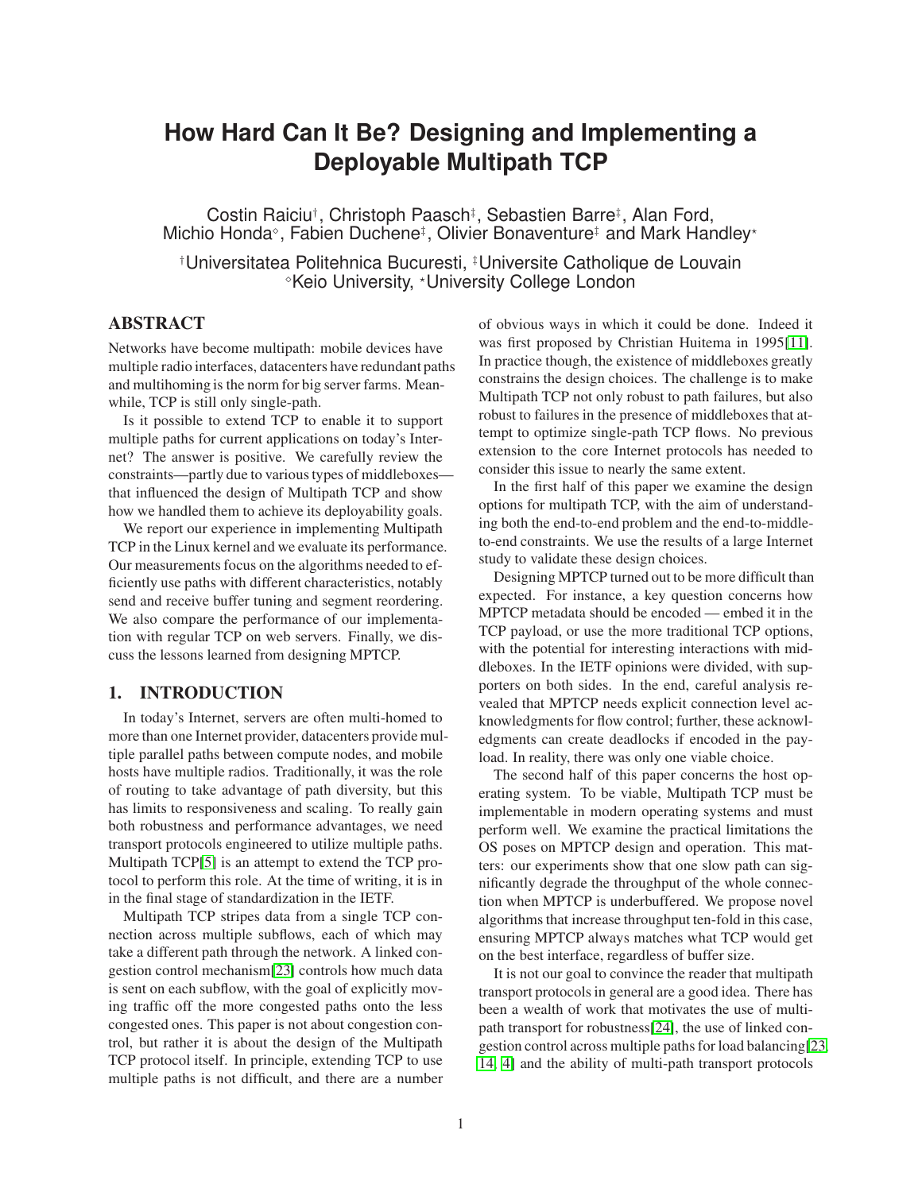# How Hard Can It Be? Designing and Implementing a Deployable Multipath TCP

Costin Raiciu†, Christoph Paasch‡, Sebastien Barre‡, Alan Ford, Michio Honda◇, Fabien Duchene‡, Olivier Bonaventure‡ and Mark Handley⋆

†Universitatea Politehnica Bucuresti, ‡Universite Catholique de Louvain
◇Keio University, ⋆University College London

## ABSTRACT

Networks have become multipath: mobile devices have multiple radio interfaces, datacenters have redundant paths and multihoming is the norm for big server farms. Meanwhile, TCP is still only single-path.

Is it possible to extend TCP to enable it to support multiple paths for current applications on today's Internet? The answer is positive. We carefully review the constraints—partly due to various types of middleboxes—that influenced the design of Multipath TCP and show how we handled them to achieve its deployability goals.

We report our experience in implementing Multipath TCP in the Linux kernel and we evaluate its performance. Our measurements focus on the algorithms needed to efficiently use paths with different characteristics, notably send and receive buffer tuning and segment reordering. We also compare the performance of our implementation with regular TCP on web servers. Finally, we discuss the lessons learned from designing MPTCP.

## 1. INTRODUCTION

In today's Internet, servers are often multi-homed to more than one Internet provider, datacenters provide multiple parallel paths between compute nodes, and mobile hosts have multiple radios. Traditionally, it was the role of routing to take advantage of path diversity, but this has limits to responsiveness and scaling. To really gain both robustness and performance advantages, we need transport protocols engineered to utilize multiple paths. Multipath TCP[5] is an attempt to extend the TCP protocol to perform this role. At the time of writing, it is in in the final stage of standardization in the IETF.

Multipath TCP stripes data from a single TCP connection across multiple subflows, each of which may take a different path through the network. A linked congestion control mechanism[23] controls how much data is sent on each subflow, with the goal of explicitly moving traffic off the more congested paths onto the less congested ones. This paper is not about congestion control, but rather it is about the design of the Multipath TCP protocol itself. In principle, extending TCP to use multiple paths is not difficult, and there are a number of obvious ways in which it could be done. Indeed it was first proposed by Christian Huitema in 1995[11]. In practice though, the existence of middleboxes greatly constrains the design choices. The challenge is to make Multipath TCP not only robust to path failures, but also robust to failures in the presence of middleboxes that attempt to optimize single-path TCP flows. No previous extension to the core Internet protocols has needed to consider this issue to nearly the same extent.

In the first half of this paper we examine the design options for multipath TCP, with the aim of understanding both the end-to-end problem and the end-to-middle-to-end constraints. We use the results of a large Internet study to validate these design choices.

Designing MPTCP turned out to be more difficult than expected. For instance, a key question concerns how MPTCP metadata should be encoded — embed it in the TCP payload, or use the more traditional TCP options, with the potential for interesting interactions with middleboxes. In the IETF opinions were divided, with supporters on both sides. In the end, careful analysis revealed that MPTCP needs explicit connection level acknowledgments for flow control; further, these acknowledgments can create deadlocks if encoded in the payload. In reality, there was only one viable choice.

The second half of this paper concerns the host operating system. To be viable, Multipath TCP must be implementable in modern operating systems and must perform well. We examine the practical limitations the OS poses on MPTCP design and operation. This matters: our experiments show that one slow path can significantly degrade the throughput of the whole connection when MPTCP is underbuffered. We propose novel algorithms that increase throughput ten-fold in this case, ensuring MPTCP always matches what TCP would get on the best interface, regardless of buffer size.

It is not our goal to convince the reader that multipath transport protocols in general are a good idea. There has been a wealth of work that motivates the use of multipath transport for robustness[24], the use of linked congestion control across multiple paths for load balancing[23, 14, 4] and the ability of multi-path transport protocols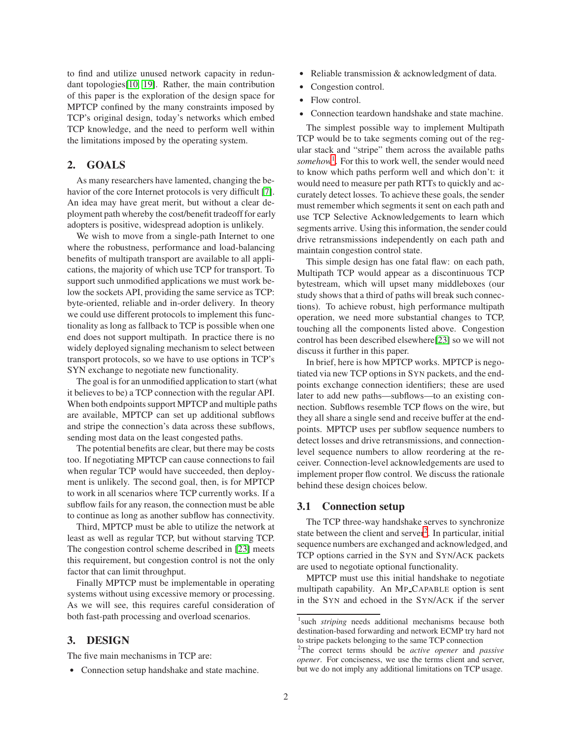to find and utilize unused network capacity in redundant topologies[10, 19]. Rather, the main contribution of this paper is the exploration of the design space for MPTCP confined by the many constraints imposed by TCP's original design, today's networks which embed TCP knowledge, and the need to perform well within the limitations imposed by the operating system.

## 2. GOALS

As many researchers have lamented, changing the behavior of the core Internet protocols is very difficult [7]. An idea may have great merit, but without a clear deployment path whereby the cost/benefit tradeoff for early adopters is positive, widespread adoption is unlikely.

We wish to move from a single-path Internet to one where the robustness, performance and load-balancing benefits of multipath transport are available to all applications, the majority of which use TCP for transport. To support such unmodified applications we must work below the sockets API, providing the same service as TCP: byte-oriented, reliable and in-order delivery. In theory we could use different protocols to implement this functionality as long as fallback to TCP is possible when one end does not support multipath. In practice there is no widely deployed signaling mechanism to select between transport protocols, so we have to use options in TCP's SYN exchange to negotiate new functionality.

The goal is for an unmodified application to start (what it believes to be) a TCP connection with the regular API. When both endpoints support MPTCP and multiple paths are available, MPTCP can set up additional subflows and stripe the connection's data across these subflows, sending most data on the least congested paths.

The potential benefits are clear, but there may be costs too. If negotiating MPTCP can cause connections to fail when regular TCP would have succeeded, then deployment is unlikely. The second goal, then, is for MPTCP to work in all scenarios where TCP currently works. If a subflow fails for any reason, the connection must be able to continue as long as another subflow has connectivity.

Third, MPTCP must be able to utilize the network at least as well as regular TCP, but without starving TCP. The congestion control scheme described in [23] meets this requirement, but congestion control is not the only factor that can limit throughput.

Finally MPTCP must be implementable in operating systems without using excessive memory or processing. As we will see, this requires careful consideration of both fast-path processing and overload scenarios.

## 3. DESIGN

The five main mechanisms in TCP are:

- Connection setup handshake and state machine.
- Reliable transmission & acknowledgment of data.
- Congestion control.
- Flow control.
- Connection teardown handshake and state machine.

The simplest possible way to implement Multipath TCP would be to take segments coming out of the regular stack and "stripe" them across the available paths *somehow*[1]. For this to work well, the sender would need to know which paths perform well and which don't: it would need to measure per path RTTs to quickly and accurately detect losses. To achieve these goals, the sender must remember which segments it sent on each path and use TCP Selective Acknowledgements to learn which segments arrive. Using this information, the sender could drive retransmissions independently on each path and maintain congestion control state.

This simple design has one fatal flaw: on each path, Multipath TCP would appear as a discontinuous TCP bytestream, which will upset many middleboxes (our study shows that a third of paths will break such connections). To achieve robust, high performance multipath operation, we need more substantial changes to TCP, touching all the components listed above. Congestion control has been described elsewhere[23] so we will not discuss it further in this paper.

In brief, here is how MPTCP works. MPTCP is negotiated via new TCP options in SYN packets, and the endpoints exchange connection identifiers; these are used later to add new paths—subflows—to an existing connection. Subflows resemble TCP flows on the wire, but they all share a single send and receive buffer at the endpoints. MPTCP uses per subflow sequence numbers to detect losses and drive retransmissions, and connection-level sequence numbers to allow reordering at the receiver. Connection-level acknowledgements are used to implement proper flow control. We discuss the rationale behind these design choices below.

### 3.1 Connection setup

The TCP three-way handshake serves to synchronize state between the client and server[2]. In particular, initial sequence numbers are exchanged and acknowledged, and TCP options carried in the SYN and SYN/ACK packets are used to negotiate optional functionality.

MPTCP must use this initial handshake to negotiate multipath capability. An MP_CAPABLE option is sent in the SYN and echoed in the SYN/ACK if the server

---

[1] such *striping* needs additional mechanisms because both destination-based forwarding and network ECMP try hard not to stripe packets belonging to the same TCP connection

[2] The correct terms should be *active opener* and *passive opener*. For conciseness, we use the terms client and server, but we do not imply any additional limitations on TCP usage.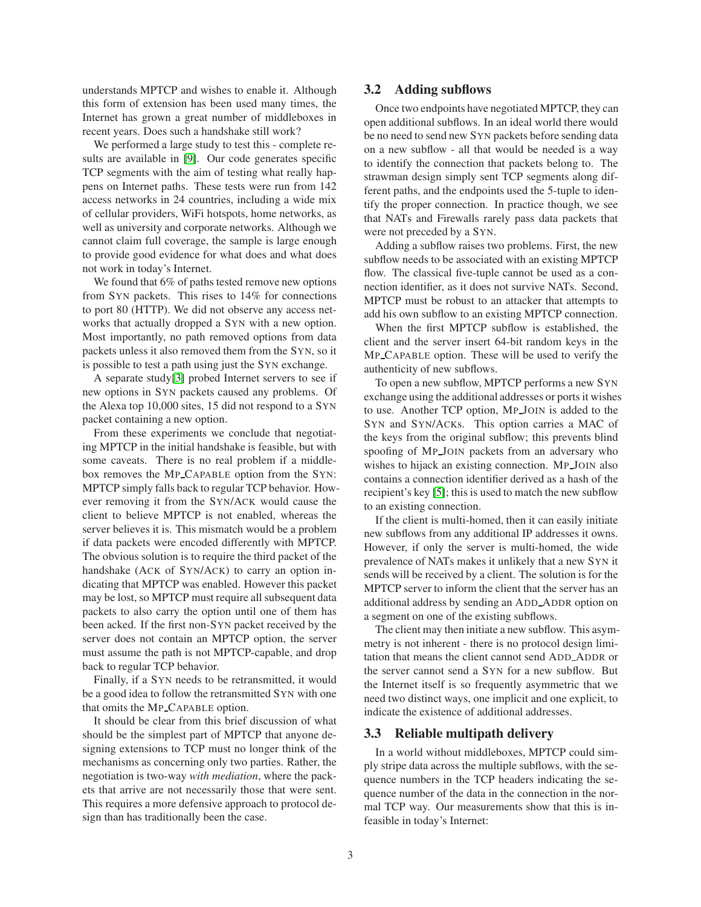understands MPTCP and wishes to enable it. Although this form of extension has been used many times, the Internet has grown a great number of middleboxes in recent years. Does such a handshake still work?

We performed a large study to test this - complete results are available in [9]. Our code generates specific TCP segments with the aim of testing what really happens on Internet paths. These tests were run from 142 access networks in 24 countries, including a wide mix of cellular providers, WiFi hotspots, home networks, as well as university and corporate networks. Although we cannot claim full coverage, the sample is large enough to provide good evidence for what does and what does not work in today's Internet.

We found that 6% of paths tested remove new options from SYN packets. This rises to 14% for connections to port 80 (HTTP). We did not observe any access networks that actually dropped a SYN with a new option. Most importantly, no path removed options from data packets unless it also removed them from the SYN, so it is possible to test a path using just the SYN exchange.

A separate study[3] probed Internet servers to see if new options in SYN packets caused any problems. Of the Alexa top 10,000 sites, 15 did not respond to a SYN packet containing a new option.

From these experiments we conclude that negotiating MPTCP in the initial handshake is feasible, but with some caveats. There is no real problem if a middlebox removes the MP_CAPABLE option from the SYN: MPTCP simply falls back to regular TCP behavior. However removing it from the SYN/ACK would cause the client to believe MPTCP is not enabled, whereas the server believes it is. This mismatch would be a problem if data packets were encoded differently with MPTCP. The obvious solution is to require the third packet of the handshake (ACK of SYN/ACK) to carry an option indicating that MPTCP was enabled. However this packet may be lost, so MPTCP must require all subsequent data packets to also carry the option until one of them has been acked. If the first non-SYN packet received by the server does not contain an MPTCP option, the server must assume the path is not MPTCP-capable, and drop back to regular TCP behavior.

Finally, if a SYN needs to be retransmitted, it would be a good idea to follow the retransmitted SYN with one that omits the MP_CAPABLE option.

It should be clear from this brief discussion of what should be the simplest part of MPTCP that anyone designing extensions to TCP must no longer think of the mechanisms as concerning only two parties. Rather, the negotiation is two-way *with mediation*, where the packets that arrive are not necessarily those that were sent. This requires a more defensive approach to protocol design than has traditionally been the case.

## 3.2 Adding subflows

Once two endpoints have negotiated MPTCP, they can open additional subflows. In an ideal world there would be no need to send new SYN packets before sending data on a new subflow - all that would be needed is a way to identify the connection that packets belong to. The strawman design simply sent TCP segments along different paths, and the endpoints used the 5-tuple to identify the proper connection. In practice though, we see that NATs and Firewalls rarely pass data packets that were not preceded by a SYN.

Adding a subflow raises two problems. First, the new subflow needs to be associated with an existing MPTCP flow. The classical five-tuple cannot be used as a connection identifier, as it does not survive NATs. Second, MPTCP must be robust to an attacker that attempts to add his own subflow to an existing MPTCP connection.

When the first MPTCP subflow is established, the client and the server insert 64-bit random keys in the MP_CAPABLE option. These will be used to verify the authenticity of new subflows.

To open a new subflow, MPTCP performs a new SYN exchange using the additional addresses or ports it wishes to use. Another TCP option, MP_JOIN is added to the SYN and SYN/ACKs. This option carries a MAC of the keys from the original subflow; this prevents blind spoofing of MP_JOIN packets from an adversary who wishes to hijack an existing connection. MP_JOIN also contains a connection identifier derived as a hash of the recipient's key [5]; this is used to match the new subflow to an existing connection.

If the client is multi-homed, then it can easily initiate new subflows from any additional IP addresses it owns. However, if only the server is multi-homed, the wide prevalence of NATs makes it unlikely that a new SYN it sends will be received by a client. The solution is for the MPTCP server to inform the client that the server has an additional address by sending an ADD_ADDR option on a segment on one of the existing subflows.

The client may then initiate a new subflow. This asymmetry is not inherent - there is no protocol design limitation that means the client cannot send ADD_ADDR or the server cannot send a SYN for a new subflow. But the Internet itself is so frequently asymmetric that we need two distinct ways, one implicit and one explicit, to indicate the existence of additional addresses.

## 3.3 Reliable multipath delivery

In a world without middleboxes, MPTCP could simply stripe data across the multiple subflows, with the sequence numbers in the TCP headers indicating the sequence number of the data in the connection in the normal TCP way. Our measurements show that this is infeasible in today's Internet: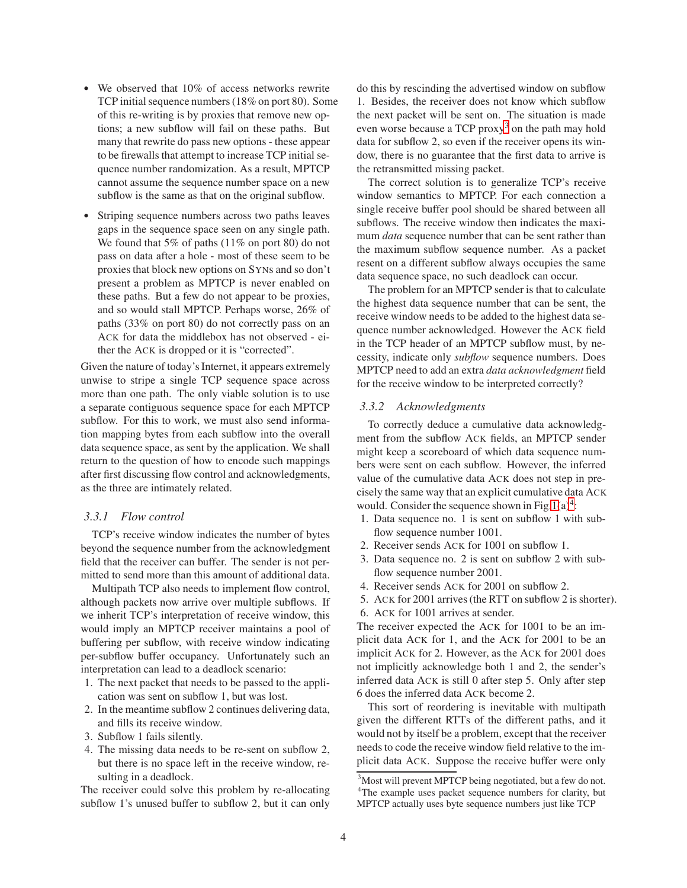- We observed that 10% of access networks rewrite TCP initial sequence numbers (18% on port 80). Some of this re-writing is by proxies that remove new options; a new subflow will fail on these paths. But many that rewrite do pass new options - these appear to be firewalls that attempt to increase TCP initial sequence number randomization. As a result, MPTCP cannot assume the sequence number space on a new subflow is the same as that on the original subflow.
- Striping sequence numbers across two paths leaves gaps in the sequence space seen on any single path. We found that 5% of paths (11% on port 80) do not pass on data after a hole - most of these seem to be proxies that block new options on SYNs and so don't present a problem as MPTCP is never enabled on these paths. But a few do not appear to be proxies, and so would stall MPTCP. Perhaps worse, 26% of paths (33% on port 80) do not correctly pass on an ACK for data the middlebox has not observed - either the ACK is dropped or it is "corrected".

Given the nature of today's Internet, it appears extremely unwise to stripe a single TCP sequence space across more than one path. The only viable solution is to use a separate contiguous sequence space for each MPTCP subflow. For this to work, we must also send information mapping bytes from each subflow into the overall data sequence space, as sent by the application. We shall return to the question of how to encode such mappings after first discussing flow control and acknowledgments, as the three are intimately related.

### 3.3.1 Flow control

TCP's receive window indicates the number of bytes beyond the sequence number from the acknowledgment field that the receiver can buffer. The sender is not permitted to send more than this amount of additional data.

Multipath TCP also needs to implement flow control, although packets now arrive over multiple subflows. If we inherit TCP's interpretation of receive window, this would imply an MPTCP receiver maintains a pool of buffering per subflow, with receive window indicating per-subflow buffer occupancy. Unfortunately such an interpretation can lead to a deadlock scenario:

1. The next packet that needs to be passed to the application was sent on subflow 1, but was lost.
2. In the meantime subflow 2 continues delivering data, and fills its receive window.
3. Subflow 1 fails silently.
4. The missing data needs to be re-sent on subflow 2, but there is no space left in the receive window, resulting in a deadlock.

The receiver could solve this problem by re-allocating subflow 1's unused buffer to subflow 2, but it can only do this by rescinding the advertised window on subflow 1. Besides, the receiver does not know which subflow the next packet will be sent on. The situation is made even worse because a TCP proxy[3] on the path may hold data for subflow 2, so even if the receiver opens its window, there is no guarantee that the first data to arrive is the retransmitted missing packet.

The correct solution is to generalize TCP's receive window semantics to MPTCP. For each connection a single receive buffer pool should be shared between all subflows. The receive window then indicates the maximum *data* sequence number that can be sent rather than the maximum subflow sequence number. As a packet resent on a different subflow always occupies the same data sequence space, no such deadlock can occur.

The problem for an MPTCP sender is that to calculate the highest data sequence number that can be sent, the receive window needs to be added to the highest data sequence number acknowledged. However the ACK field in the TCP header of an MPTCP subflow must, by necessity, indicate only *subflow* sequence numbers. Does MPTCP need to add an extra *data acknowledgment* field for the receive window to be interpreted correctly?

### 3.3.2 Acknowledgments

To correctly deduce a cumulative data acknowledgment from the subflow ACK fields, an MPTCP sender might keep a scoreboard of which data sequence numbers were sent on each subflow. However, the inferred value of the cumulative data ACK does not step in precisely the same way that an explicit cumulative data ACK would. Consider the sequence shown in Fig 1(a)[4]:

1. Data sequence no. 1 is sent on subflow 1 with subflow sequence number 1001.
2. Receiver sends ACK for 1001 on subflow 1.
3. Data sequence no. 2 is sent on subflow 2 with subflow sequence number 2001.
4. Receiver sends ACK for 2001 on subflow 2.
5. ACK for 2001 arrives (the RTT on subflow 2 is shorter).
6. ACK for 1001 arrives at sender.

The receiver expected the ACK for 1001 to be an implicit data ACK for 1, and the ACK for 2001 to be an implicit ACK for 2. However, as the ACK for 2001 does not implicitly acknowledge both 1 and 2, the sender's inferred data ACK is still 0 after step 5. Only after step 6 does the inferred data ACK become 2.

This sort of reordering is inevitable with multipath given the different RTTs of the different paths, and it would not by itself be a problem, except that the receiver needs to code the receive window field relative to the implicit data ACK. Suppose the receive buffer were only

[3] Most will prevent MPTCP being negotiated, but a few do not.

[4] The example uses packet sequence numbers for clarity, but MPTCP actually uses byte sequence numbers just like TCP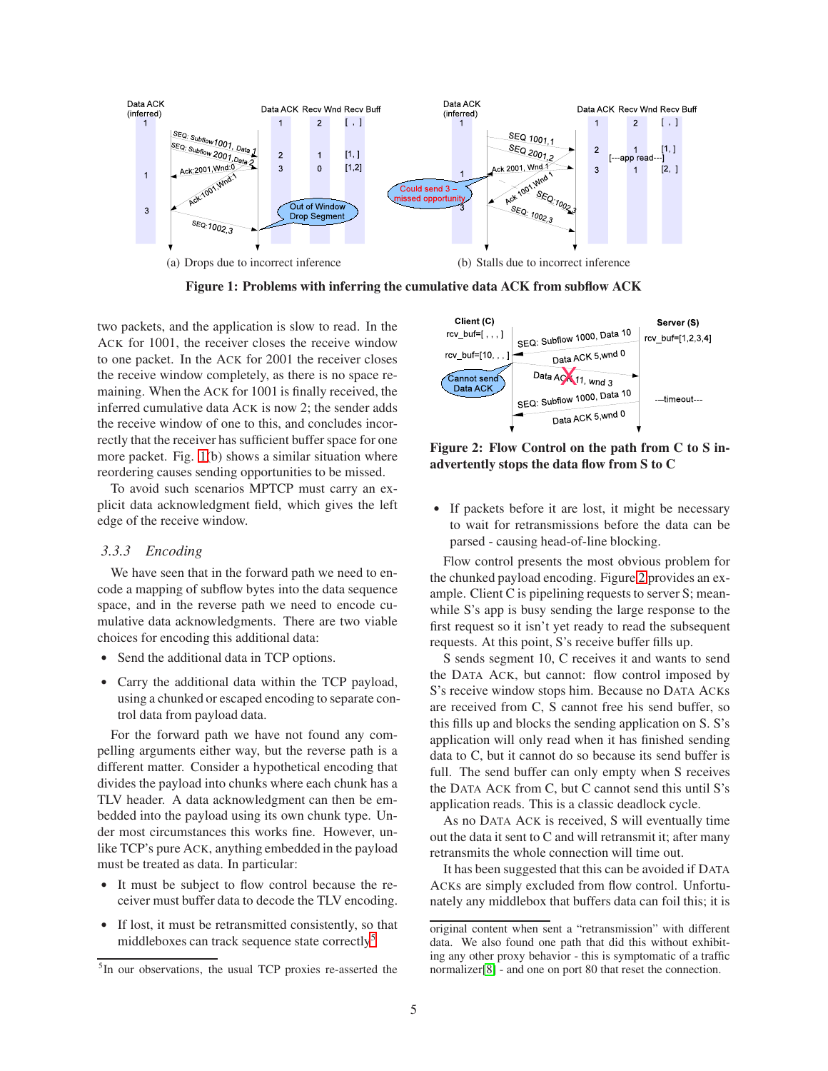(a) Drops due to incorrect inference

(b) Stalls due to incorrect inference

**Figure 1: Problems with inferring the cumulative data ACK from subflow ACK**

two packets, and the application is slow to read. In the ACK for 1001, the receiver closes the receive window to one packet. In the ACK for 2001 the receiver closes the receive window completely, as there is no space remaining. When the ACK for 1001 is finally received, the inferred cumulative data ACK is now 2; the sender adds the receive window of one to this, and concludes incorrectly that the receiver has sufficient buffer space for one more packet. Fig. 1(b) shows a similar situation where reordering causes sending opportunities to be missed.

To avoid such scenarios MPTCP must carry an explicit data acknowledgment field, which gives the left edge of the receive window.

### 3.3.3 *Encoding*

We have seen that in the forward path we need to encode a mapping of subflow bytes into the data sequence space, and in the reverse path we need to encode cumulative data acknowledgments. There are two viable choices for encoding this additional data:

- Send the additional data in TCP options.
- Carry the additional data within the TCP payload, using a chunked or escaped encoding to separate control data from payload data.

For the forward path we have not found any compelling arguments either way, but the reverse path is a different matter. Consider a hypothetical encoding that divides the payload into chunks where each chunk has a TLV header. A data acknowledgment can then be embedded into the payload using its own chunk type. Under most circumstances this works fine. However, unlike TCP's pure ACK, anything embedded in the payload must be treated as data. In particular:

- It must be subject to flow control because the receiver must buffer data to decode the TLV encoding.
- If lost, it must be retransmitted consistently, so that middleboxes can track sequence state correctly[5].
- If packets before it are lost, it might be necessary to wait for retransmissions before the data can be parsed - causing head-of-line blocking.

**Figure 2: Flow Control on the path from C to S inadvertently stops the data flow from S to C**

Flow control presents the most obvious problem for the chunked payload encoding. Figure 2 provides an example. Client C is pipelining requests to server S; meanwhile S's app is busy sending the large response to the first request so it isn't yet ready to read the subsequent requests. At this point, S's receive buffer fills up.

S sends segment 10, C receives it and wants to send the DATA ACK, but cannot: flow control imposed by S's receive window stops him. Because no DATA ACKs are received from C, S cannot free his send buffer, so this fills up and blocks the sending application on S. S's application will only read when it has finished sending data to C, but it cannot do so because its send buffer is full. The send buffer can only empty when S receives the DATA ACK from C, but C cannot send this until S's application reads. This is a classic deadlock cycle.

As no DATA ACK is received, S will eventually time out the data it sent to C and will retransmit it; after many retransmits the whole connection will time out.

It has been suggested that this can be avoided if DATA ACKs are simply excluded from flow control. Unfortunately any middlebox that buffers data can foil this; it is

[5] In our observations, the usual TCP proxies re-asserted the original content when sent a "retransmission" with different data. We also found one path that did this without exhibiting any other proxy behavior - this is symptomatic of a traffic normalizer[8] - and one on port 80 that reset the connection.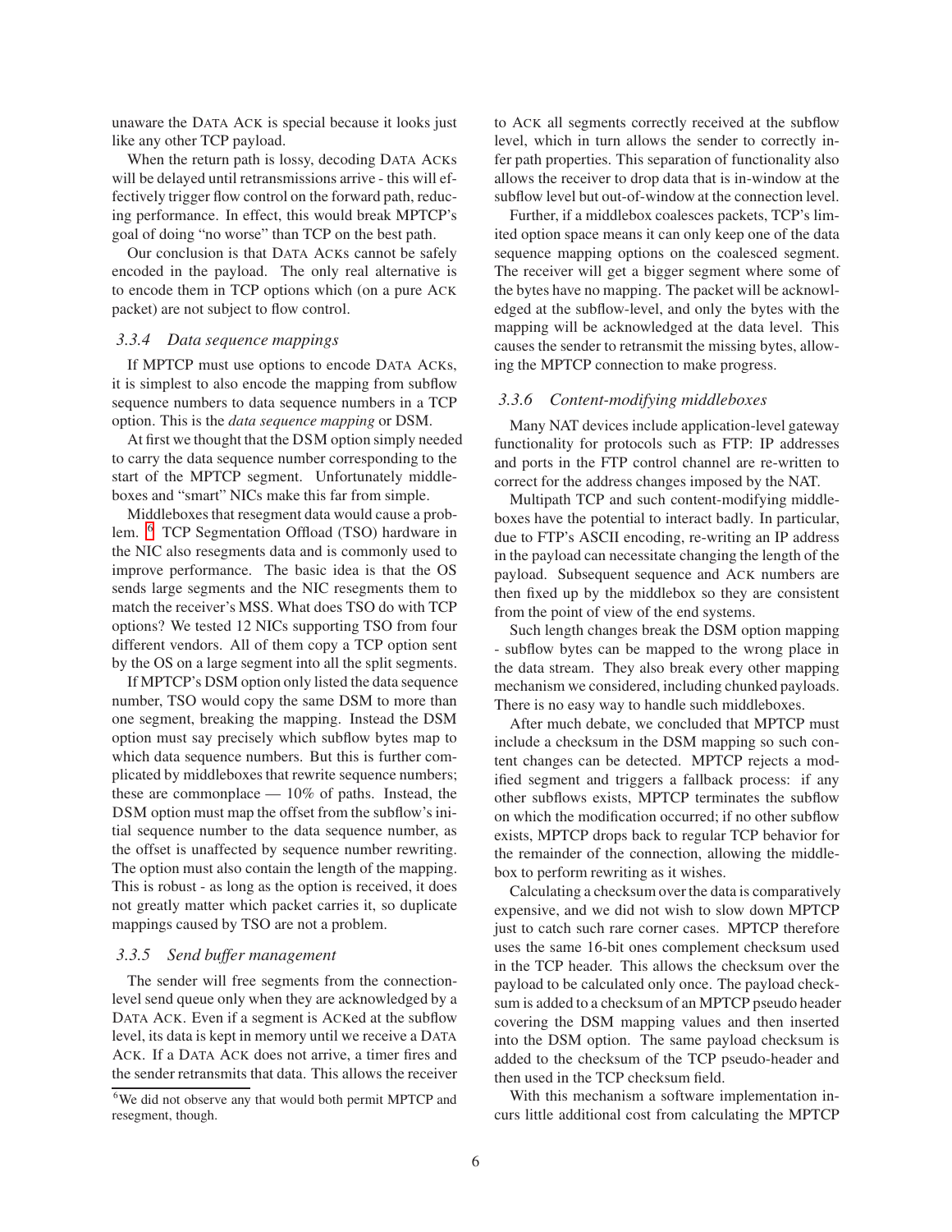unaware the DATA ACK is special because it looks just like any other TCP payload.

When the return path is lossy, decoding DATA ACKs will be delayed until retransmissions arrive - this will effectively trigger flow control on the forward path, reducing performance. In effect, this would break MPTCP's goal of doing "no worse" than TCP on the best path.

Our conclusion is that DATA ACKs cannot be safely encoded in the payload. The only real alternative is to encode them in TCP options which (on a pure ACK packet) are not subject to flow control.

### 3.3.4 Data sequence mappings

If MPTCP must use options to encode DATA ACKs, it is simplest to also encode the mapping from subflow sequence numbers to data sequence numbers in a TCP option. This is the *data sequence mapping* or DSM.

At first we thought that the DSM option simply needed to carry the data sequence number corresponding to the start of the MPTCP segment. Unfortunately middleboxes and "smart" NICs make this far from simple.

Middleboxes that resegment data would cause a problem. [6] TCP Segmentation Offload (TSO) hardware in the NIC also resegments data and is commonly used to improve performance. The basic idea is that the OS sends large segments and the NIC resegments them to match the receiver's MSS. What does TSO do with TCP options? We tested 12 NICs supporting TSO from four different vendors. All of them copy a TCP option sent by the OS on a large segment into all the split segments.

If MPTCP's DSM option only listed the data sequence number, TSO would copy the same DSM to more than one segment, breaking the mapping. Instead the DSM option must say precisely which subflow bytes map to which data sequence numbers. But this is further complicated by middleboxes that rewrite sequence numbers; these are commonplace — 10% of paths. Instead, the DSM option must map the offset from the subflow's initial sequence number to the data sequence number, as the offset is unaffected by sequence number rewriting. The option must also contain the length of the mapping. This is robust - as long as the option is received, it does not greatly matter which packet carries it, so duplicate mappings caused by TSO are not a problem.

### 3.3.5 Send buffer management

The sender will free segments from the connection-level send queue only when they are acknowledged by a DATA ACK. Even if a segment is ACKed at the subflow level, its data is kept in memory until we receive a DATA ACK. If a DATA ACK does not arrive, a timer fires and the sender retransmits that data. This allows the receiver to ACK all segments correctly received at the subflow level, which in turn allows the sender to correctly infer path properties. This separation of functionality also allows the receiver to drop data that is in-window at the subflow level but out-of-window at the connection level.

Further, if a middlebox coalesces packets, TCP's limited option space means it can only keep one of the data sequence mapping options on the coalesced segment. The receiver will get a bigger segment where some of the bytes have no mapping. The packet will be acknowledged at the subflow-level, and only the bytes with the mapping will be acknowledged at the data level. This causes the sender to retransmit the missing bytes, allowing the MPTCP connection to make progress.

### 3.3.6 Content-modifying middleboxes

Many NAT devices include application-level gateway functionality for protocols such as FTP: IP addresses and ports in the FTP control channel are re-written to correct for the address changes imposed by the NAT.

Multipath TCP and such content-modifying middleboxes have the potential to interact badly. In particular, due to FTP's ASCII encoding, re-writing an IP address in the payload can necessitate changing the length of the payload. Subsequent sequence and ACK numbers are then fixed up by the middlebox so they are consistent from the point of view of the end systems.

Such length changes break the DSM option mapping - subflow bytes can be mapped to the wrong place in the data stream. They also break every other mapping mechanism we considered, including chunked payloads. There is no easy way to handle such middleboxes.

After much debate, we concluded that MPTCP must include a checksum in the DSM mapping so such content changes can be detected. MPTCP rejects a modified segment and triggers a fallback process: if any other subflows exists, MPTCP terminates the subflow on which the modification occurred; if no other subflow exists, MPTCP drops back to regular TCP behavior for the remainder of the connection, allowing the middlebox to perform rewriting as it wishes.

Calculating a checksum over the data is comparatively expensive, and we did not wish to slow down MPTCP just to catch such rare corner cases. MPTCP therefore uses the same 16-bit ones complement checksum used in the TCP header. This allows the checksum over the payload to be calculated only once. The payload checksum is added to a checksum of an MPTCP pseudo header covering the DSM mapping values and then inserted into the DSM option. The same payload checksum is added to the checksum of the TCP pseudo-header and then used in the TCP checksum field.

With this mechanism a software implementation incurs little additional cost from calculating the MPTCP

[6] We did not observe any that would both permit MPTCP and resegment, though.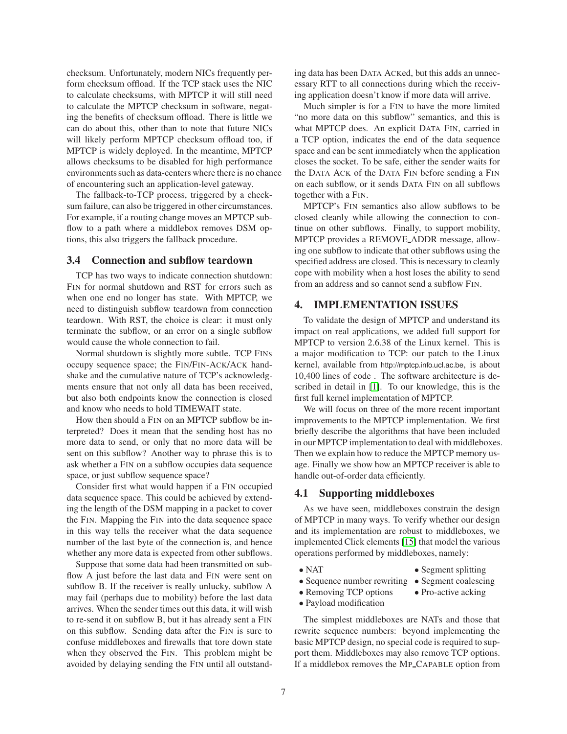checksum. Unfortunately, modern NICs frequently perform checksum offload. If the TCP stack uses the NIC to calculate checksums, with MPTCP it will still need to calculate the MPTCP checksum in software, negating the benefits of checksum offload. There is little we can do about this, other than to note that future NICs will likely perform MPTCP checksum offload too, if MPTCP is widely deployed. In the meantime, MPTCP allows checksums to be disabled for high performance environments such as data-centers where there is no chance of encountering such an application-level gateway.

The fallback-to-TCP process, triggered by a checksum failure, can also be triggered in other circumstances. For example, if a routing change moves an MPTCP subflow to a path where a middlebox removes DSM options, this also triggers the fallback procedure.

### 3.4 Connection and subflow teardown

TCP has two ways to indicate connection shutdown: FIN for normal shutdown and RST for errors such as when one end no longer has state. With MPTCP, we need to distinguish subflow teardown from connection teardown. With RST, the choice is clear: it must only terminate the subflow, or an error on a single subflow would cause the whole connection to fail.

Normal shutdown is slightly more subtle. TCP FINs occupy sequence space; the FIN/FIN-ACK/ACK handshake and the cumulative nature of TCP's acknowledgments ensure that not only all data has been received, but also both endpoints know the connection is closed and know who needs to hold TIMEWAIT state.

How then should a FIN on an MPTCP subflow be interpreted? Does it mean that the sending host has no more data to send, or only that no more data will be sent on this subflow? Another way to phrase this is to ask whether a FIN on a subflow occupies data sequence space, or just subflow sequence space?

Consider first what would happen if a FIN occupied data sequence space. This could be achieved by extending the length of the DSM mapping in a packet to cover the FIN. Mapping the FIN into the data sequence space in this way tells the receiver what the data sequence number of the last byte of the connection is, and hence whether any more data is expected from other subflows.

Suppose that some data had been transmitted on subflow A just before the last data and FIN were sent on subflow B. If the receiver is really unlucky, subflow A may fail (perhaps due to mobility) before the last data arrives. When the sender times out this data, it will wish to re-send it on subflow B, but it has already sent a FIN on this subflow. Sending data after the FIN is sure to confuse middleboxes and firewalls that tore down state when they observed the FIN. This problem might be avoided by delaying sending the FIN until all outstanding data has been DATA ACKed, but this adds an unnecessary RTT to all connections during which the receiving application doesn't know if more data will arrive.

Much simpler is for a FIN to have the more limited "no more data on this subflow" semantics, and this is what MPTCP does. An explicit DATA FIN, carried in a TCP option, indicates the end of the data sequence space and can be sent immediately when the application closes the socket. To be safe, either the sender waits for the DATA ACK of the DATA FIN before sending a FIN on each subflow, or it sends DATA FIN on all subflows together with a FIN.

MPTCP's FIN semantics also allow subflows to be closed cleanly while allowing the connection to continue on other subflows. Finally, to support mobility, MPTCP provides a REMOVE_ADDR message, allowing one subflow to indicate that other subflows using the specified address are closed. This is necessary to cleanly cope with mobility when a host loses the ability to send from an address and so cannot send a subflow FIN.

## 4. IMPLEMENTATION ISSUES

To validate the design of MPTCP and understand its impact on real applications, we added full support for MPTCP to version 2.6.38 of the Linux kernel. This is a major modification to TCP: our patch to the Linux kernel, available from http://mptcp.info.ucl.ac.be, is about 10,400 lines of code . The software architecture is described in detail in [1]. To our knowledge, this is the first full kernel implementation of MPTCP.

We will focus on three of the more recent important improvements to the MPTCP implementation. We first briefly describe the algorithms that have been included in our MPTCP implementation to deal with middleboxes. Then we explain how to reduce the MPTCP memory usage. Finally we show how an MPTCP receiver is able to handle out-of-order data efficiently.

### 4.1 Supporting middleboxes

As we have seen, middleboxes constrain the design of MPTCP in many ways. To verify whether our design and its implementation are robust to middleboxes, we implemented Click elements [15] that model the various operations performed by middleboxes, namely:

- NAT
- Sequence number rewriting
- Removing TCP options
- Payload modification
- Segment splitting
- Segment coalescing
- Pro-active acking

The simplest middleboxes are NATs and those that rewrite sequence numbers: beyond implementing the basic MPTCP design, no special code is required to support them. Middleboxes may also remove TCP options. If a middlebox removes the MP_CAPABLE option from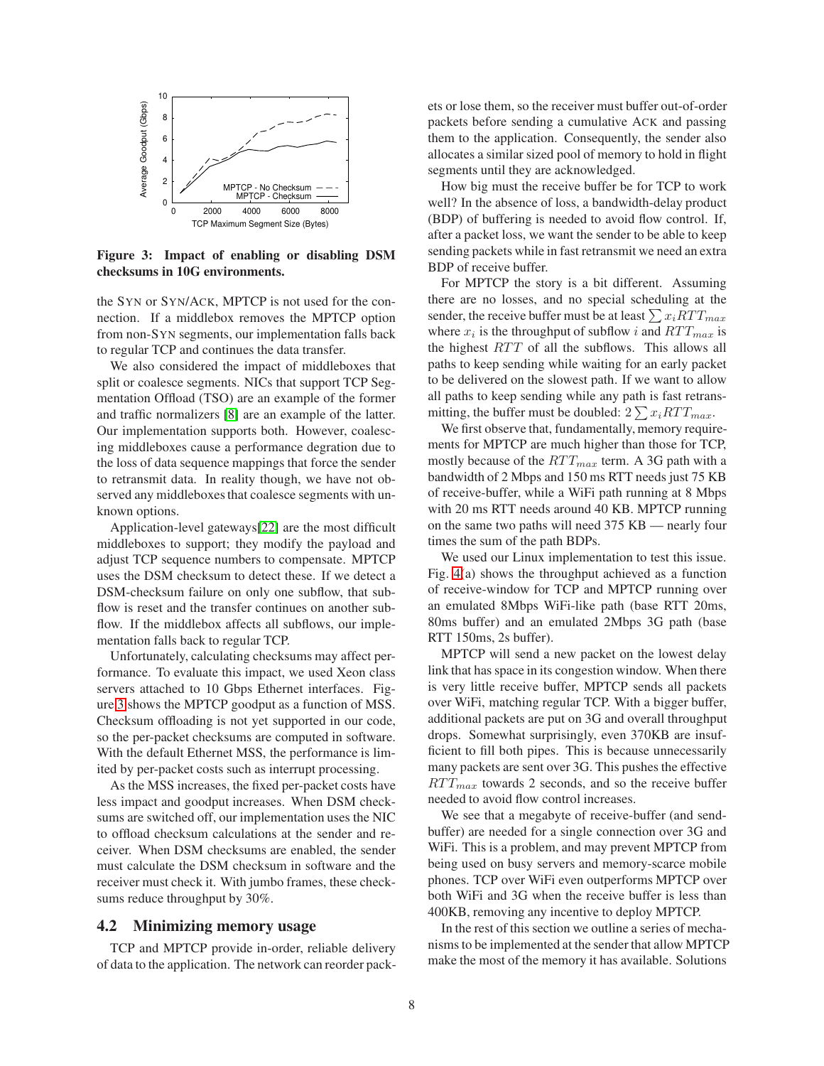Figure 3: Impact of enabling or disabling DSM checksums in 10G environments.

the SYN or SYN/ACK, MPTCP is not used for the connection. If a middlebox removes the MPTCP option from non-SYN segments, our implementation falls back to regular TCP and continues the data transfer.

We also considered the impact of middleboxes that split or coalesce segments. NICs that support TCP Segmentation Offload (TSO) are an example of the former and traffic normalizers [8] are an example of the latter. Our implementation supports both. However, coalescing middleboxes cause a performance degration due to the loss of data sequence mappings that force the sender to retransmit data. In reality though, we have not observed any middleboxes that coalesce segments with unknown options.

Application-level gateways[22] are the most difficult middleboxes to support; they modify the payload and adjust TCP sequence numbers to compensate. MPTCP uses the DSM checksum to detect these. If we detect a DSM-checksum failure on only one subflow, that subflow is reset and the transfer continues on another subflow. If the middlebox affects all subflows, our implementation falls back to regular TCP.

Unfortunately, calculating checksums may affect performance. To evaluate this impact, we used Xeon class servers attached to 10 Gbps Ethernet interfaces. Figure 3 shows the MPTCP goodput as a function of MSS. Checksum offloading is not yet supported in our code, so the per-packet checksums are computed in software. With the default Ethernet MSS, the performance is limited by per-packet costs such as interrupt processing.

As the MSS increases, the fixed per-packet costs have less impact and goodput increases. When DSM checksums are switched off, our implementation uses the NIC to offload checksum calculations at the sender and receiver. When DSM checksums are enabled, the sender must calculate the DSM checksum in software and the receiver must check it. With jumbo frames, these checksums reduce throughput by 30%.

## 4.2 Minimizing memory usage

TCP and MPTCP provide in-order, reliable delivery of data to the application. The network can reorder packets or lose them, so the receiver must buffer out-of-order packets before sending a cumulative ACK and passing them to the application. Consequently, the sender also allocates a similar sized pool of memory to hold in flight segments until they are acknowledged.

How big must the receive buffer be for TCP to work well? In the absence of loss, a bandwidth-delay product (BDP) of buffering is needed to avoid flow control. If, after a packet loss, we want the sender to be able to keep sending packets while in fast retransmit we need an extra BDP of receive buffer.

For MPTCP the story is a bit different. Assuming there are no losses, and no special scheduling at the sender, the receive buffer must be at least $\sum x_i RTT_{max}$ where $x_i$ is the throughput of subflow $i$ and $RTT_{max}$ is the highest $RTT$ of all the subflows. This allows all paths to keep sending while waiting for an early packet to be delivered on the slowest path. If we want to allow all paths to keep sending while any path is fast retransmitting, the buffer must be doubled: $2 \sum x_i RTT_{max}$.

We first observe that, fundamentally, memory requirements for MPTCP are much higher than those for TCP, mostly because of the $RTT_{max}$ term. A 3G path with a bandwidth of 2 Mbps and 150 ms RTT needs just 75 KB of receive-buffer, while a WiFi path running at 8 Mbps with 20 ms RTT needs around 40 KB. MPTCP running on the same two paths will need 375 KB — nearly four times the sum of the path BDPs.

We used our Linux implementation to test this issue. Fig. 4(a) shows the throughput achieved as a function of receive-window for TCP and MPTCP running over an emulated 8Mbps WiFi-like path (base RTT 20ms, 80ms buffer) and an emulated 2Mbps 3G path (base RTT 150ms, 2s buffer).

MPTCP will send a new packet on the lowest delay link that has space in its congestion window. When there is very little receive buffer, MPTCP sends all packets over WiFi, matching regular TCP. With a bigger buffer, additional packets are put on 3G and overall throughput drops. Somewhat surprisingly, even 370KB are insufficient to fill both pipes. This is because unnecessarily many packets are sent over 3G. This pushes the effective $RTT_{max}$ towards 2 seconds, and so the receive buffer needed to avoid flow control increases.

We see that a megabyte of receive-buffer (and send-buffer) are needed for a single connection over 3G and WiFi. This is a problem, and may prevent MPTCP from being used on busy servers and memory-scarce mobile phones. TCP over WiFi even outperforms MPTCP over both WiFi and 3G when the receive buffer is less than 400KB, removing any incentive to deploy MPTCP.

In the rest of this section we outline a series of mechanisms to be implemented at the sender that allow MPTCP make the most of the memory it has available. Solutions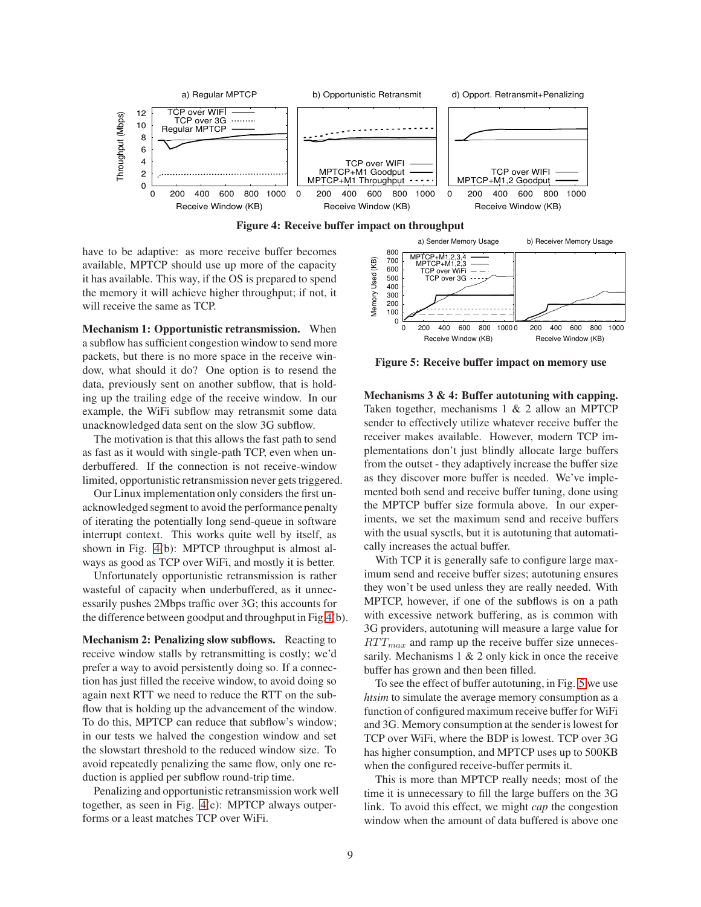**Figure 4: Receive buffer impact on throughput**

have to be adaptive: as more receive buffer becomes available, MPTCP should use up more of the capacity it has available. This way, if the OS is prepared to spend the memory it will achieve higher throughput; if not, it will receive the same as TCP.

**Mechanism 1: Opportunistic retransmission.** When a subflow has sufficient congestion window to send more packets, but there is no more space in the receive window, what should it do? One option is to resend the data, previously sent on another subflow, that is holding up the trailing edge of the receive window. In our example, the WiFi subflow may retransmit some data unacknowledged data sent on the slow 3G subflow.

The motivation is that this allows the fast path to send as fast as it would with single-path TCP, even when underbuffered. If the connection is not receive-window limited, opportunistic retransmission never gets triggered.

Our Linux implementation only considers the first unacknowledged segment to avoid the performance penalty of iterating the potentially long send-queue in software interrupt context. This works quite well by itself, as shown in Fig. 4(b): MPTCP throughput is almost always as good as TCP over WiFi, and mostly it is better.

Unfortunately opportunistic retransmission is rather wasteful of capacity when underbuffered, as it unnecessarily pushes 2Mbps traffic over 3G; this accounts for the difference between goodput and throughput in Fig 4(b).

**Mechanism 2: Penalizing slow subflows.** Reacting to receive window stalls by retransmitting is costly; we'd prefer a way to avoid persistently doing so. If a connection has just filled the receive window, to avoid doing so again next RTT we need to reduce the RTT on the subflow that is holding up the advancement of the window. To do this, MPTCP can reduce that subflow's window; in our tests we halved the congestion window and set the slowstart threshold to the reduced window size. To avoid repeatedly penalizing the same flow, only one reduction is applied per subflow round-trip time.

Penalizing and opportunistic retransmission work well together, as seen in Fig. 4(c): MPTCP always outperforms or a least matches TCP over WiFi.

**Figure 5: Receive buffer impact on memory use**

**Mechanisms 3 & 4: Buffer autotuning with capping.** Taken together, mechanisms 1 & 2 allow an MPTCP sender to effectively utilize whatever receive buffer the receiver makes available. However, modern TCP implementations don't just blindly allocate large buffers from the outset - they adaptively increase the buffer size as they discover more buffer is needed. We've implemented both send and receive buffer tuning, done using the MPTCP buffer size formula above. In our experiments, we set the maximum send and receive buffers with the usual sysctls, but it is autotuning that automatically increases the actual buffer.

With TCP it is generally safe to configure large maximum send and receive buffer sizes; autotuning ensures they won't be used unless they are really needed. With MPTCP, however, if one of the subflows is on a path with excessive network buffering, as is common with 3G providers, autotuning will measure a large value for $RTT_{max}$ and ramp up the receive buffer size unnecessarily. Mechanisms 1 & 2 only kick in once the receive buffer has grown and then been filled.

To see the effect of buffer autotuning, in Fig. 5 we use *htsim* to simulate the average memory consumption as a function of configured maximum receive buffer for WiFi and 3G. Memory consumption at the sender is lowest for TCP over WiFi, where the BDP is lowest. TCP over 3G has higher consumption, and MPTCP uses up to 500KB when the configured receive-buffer permits it.

This is more than MPTCP really needs; most of the time it is unnecessary to fill the large buffers on the 3G link. To avoid this effect, we might *cap* the congestion window when the amount of data buffered is above one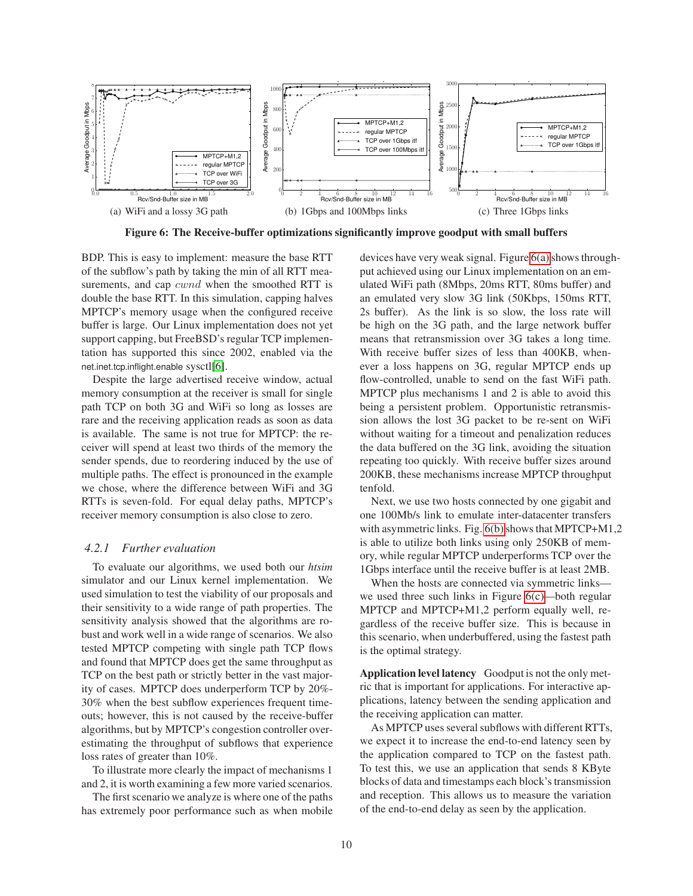(a) WiFi and a lossy 3G path

(b) 1Gbps and 100Mbps links

(c) Three 1Gbps links

**Figure 6: The Receive-buffer optimizations significantly improve goodput with small buffers**

BDP. This is easy to implement: measure the base RTT of the subflow's path by taking the min of all RTT measurements, and cap $cwnd$ when the smoothed RTT is double the base RTT. In this simulation, capping halves MPTCP's memory usage when the configured receive buffer is large. Our Linux implementation does not yet support capping, but FreeBSD's regular TCP implementation has supported this since 2002, enabled via the net.inet.tcp.inflight.enable sysctl[6].

Despite the large advertised receive window, actual memory consumption at the receiver is small for single path TCP on both 3G and WiFi so long as losses are rare and the receiving application reads as soon as data is available. The same is not true for MPTCP: the receiver will spend at least two thirds of the memory the sender spends, due to reordering induced by the use of multiple paths. The effect is pronounced in the example we chose, where the difference between WiFi and 3G RTTs is seven-fold. For equal delay paths, MPTCP's receiver memory consumption is also close to zero.

### 4.2.1 Further evaluation

To evaluate our algorithms, we used both our *htsim* simulator and our Linux kernel implementation. We used simulation to test the viability of our proposals and their sensitivity to a wide range of path properties. The sensitivity analysis showed that the algorithms are robust and work well in a wide range of scenarios. We also tested MPTCP competing with single path TCP flows and found that MPTCP does get the same throughput as TCP on the best path or strictly better in the vast majority of cases. MPTCP does underperform TCP by 20%-30% when the best subflow experiences frequent timeouts; however, this is not caused by the receive-buffer algorithms, but by MPTCP's congestion controller overestimating the throughput of subflows that experience loss rates of greater than 10%.

To illustrate more clearly the impact of mechanisms 1 and 2, it is worth examining a few more varied scenarios.

The first scenario we analyze is where one of the paths has extremely poor performance such as when mobile devices have very weak signal. Figure 6(a) shows throughput achieved using our Linux implementation on an emulated WiFi path (8Mbps, 20ms RTT, 80ms buffer) and an emulated very slow 3G link (50Kbps, 150ms RTT, 2s buffer). As the link is so slow, the loss rate will be high on the 3G path, and the large network buffer means that retransmission over 3G takes a long time. With receive buffer sizes of less than 400KB, whenever a loss happens on 3G, regular MPTCP ends up flow-controlled, unable to send on the fast WiFi path. MPTCP plus mechanisms 1 and 2 is able to avoid this being a persistent problem. Opportunistic retransmission allows the lost 3G packet to be re-sent on WiFi without waiting for a timeout and penalization reduces the data buffered on the 3G link, avoiding the situation repeating too quickly. With receive buffer sizes around 200KB, these mechanisms increase MPTCP throughput tenfold.

Next, we use two hosts connected by one gigabit and one 100Mb/s link to emulate inter-datacenter transfers with asymmetric links. Fig. 6(b) shows that MPTCP+M1,2 is able to utilize both links using only 250KB of memory, while regular MPTCP underperforms TCP over the 1Gbps interface until the receive buffer is at least 2MB.

When the hosts are connected via symmetric links—we used three such links in Figure 6(c)—both regular MPTCP and MPTCP+M1,2 perform equally well, regardless of the receive buffer size. This is because in this scenario, when underbuffered, using the fastest path is the optimal strategy.

**Application level latency** Goodput is not the only metric that is important for applications. For interactive applications, latency between the sending application and the receiving application can matter.

As MPTCP uses several subflows with different RTTs, we expect it to increase the end-to-end latency seen by the application compared to TCP on the fastest path. To test this, we use an application that sends 8 KByte blocks of data and timestamps each block's transmission and reception. This allows us to measure the variation of the end-to-end delay as seen by the application.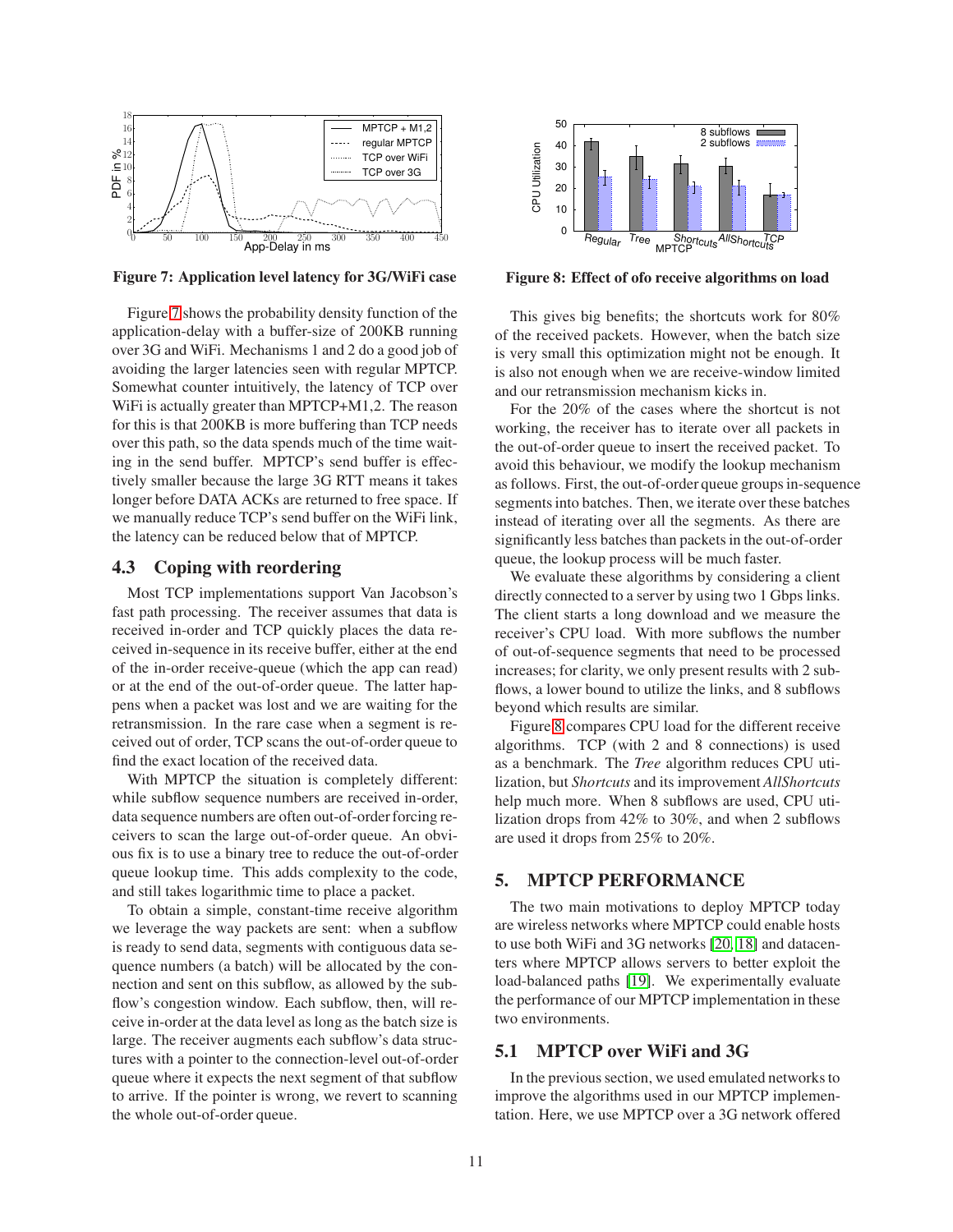Figure 7: Application level latency for 3G/WiFi case

Figure 8: Effect of ofo receive algorithms on load

Figure 7 shows the probability density function of the application-delay with a buffer-size of 200KB running over 3G and WiFi. Mechanisms 1 and 2 do a good job of avoiding the larger latencies seen with regular MPTCP. Somewhat counter intuitively, the latency of TCP over WiFi is actually greater than MPTCP+M1,2. The reason for this is that 200KB is more buffering than TCP needs over this path, so the data spends much of the time waiting in the send buffer. MPTCP's send buffer is effectively smaller because the large 3G RTT means it takes longer before DATA ACKs are returned to free space. If we manually reduce TCP's send buffer on the WiFi link, the latency can be reduced below that of MPTCP.

### 4.3 Coping with reordering

Most TCP implementations support Van Jacobson's fast path processing. The receiver assumes that data is received in-order and TCP quickly places the data received in-sequence in its receive buffer, either at the end of the in-order receive-queue (which the app can read) or at the end of the out-of-order queue. The latter happens when a packet was lost and we are waiting for the retransmission. In the rare case when a segment is received out of order, TCP scans the out-of-order queue to find the exact location of the received data.

With MPTCP the situation is completely different: while subflow sequence numbers are received in-order, data sequence numbers are often out-of-order forcing receivers to scan the large out-of-order queue. An obvious fix is to use a binary tree to reduce the out-of-order queue lookup time. This adds complexity to the code, and still takes logarithmic time to place a packet.

To obtain a simple, constant-time receive algorithm we leverage the way packets are sent: when a subflow is ready to send data, segments with contiguous data sequence numbers (a batch) will be allocated by the connection and sent on this subflow, as allowed by the subflow's congestion window. Each subflow, then, will receive in-order at the data level as long as the batch size is large. The receiver augments each subflow's data structures with a pointer to the connection-level out-of-order queue where it expects the next segment of that subflow to arrive. If the pointer is wrong, we revert to scanning the whole out-of-order queue.

This gives big benefits; the shortcuts work for 80% of the received packets. However, when the batch size is very small this optimization might not be enough. It is also not enough when we are receive-window limited and our retransmission mechanism kicks in.

For the 20% of the cases where the shortcut is not working, the receiver has to iterate over all packets in the out-of-order queue to insert the received packet. To avoid this behaviour, we modify the lookup mechanism as follows. First, the out-of-order queue groups in-sequence segments into batches. Then, we iterate over these batches instead of iterating over all the segments. As there are significantly less batches than packets in the out-of-order queue, the lookup process will be much faster.

We evaluate these algorithms by considering a client directly connected to a server by using two 1 Gbps links. The client starts a long download and we measure the receiver's CPU load. With more subflows the number of out-of-sequence segments that need to be processed increases; for clarity, we only present results with 2 subflows, a lower bound to utilize the links, and 8 subflows beyond which results are similar.

Figure 8 compares CPU load for the different receive algorithms. TCP (with 2 and 8 connections) is used as a benchmark. The *Tree* algorithm reduces CPU utilization, but *Shortcuts* and its improvement *AllShortcuts* help much more. When 8 subflows are used, CPU utilization drops from 42% to 30%, and when 2 subflows are used it drops from 25% to 20%.

## 5. MPTCP PERFORMANCE

The two main motivations to deploy MPTCP today are wireless networks where MPTCP could enable hosts to use both WiFi and 3G networks [20, 18] and datacenters where MPTCP allows servers to better exploit the load-balanced paths [19]. We experimentally evaluate the performance of our MPTCP implementation in these two environments.

### 5.1 MPTCP over WiFi and 3G

In the previous section, we used emulated networks to improve the algorithms used in our MPTCP implementation. Here, we use MPTCP over a 3G network offered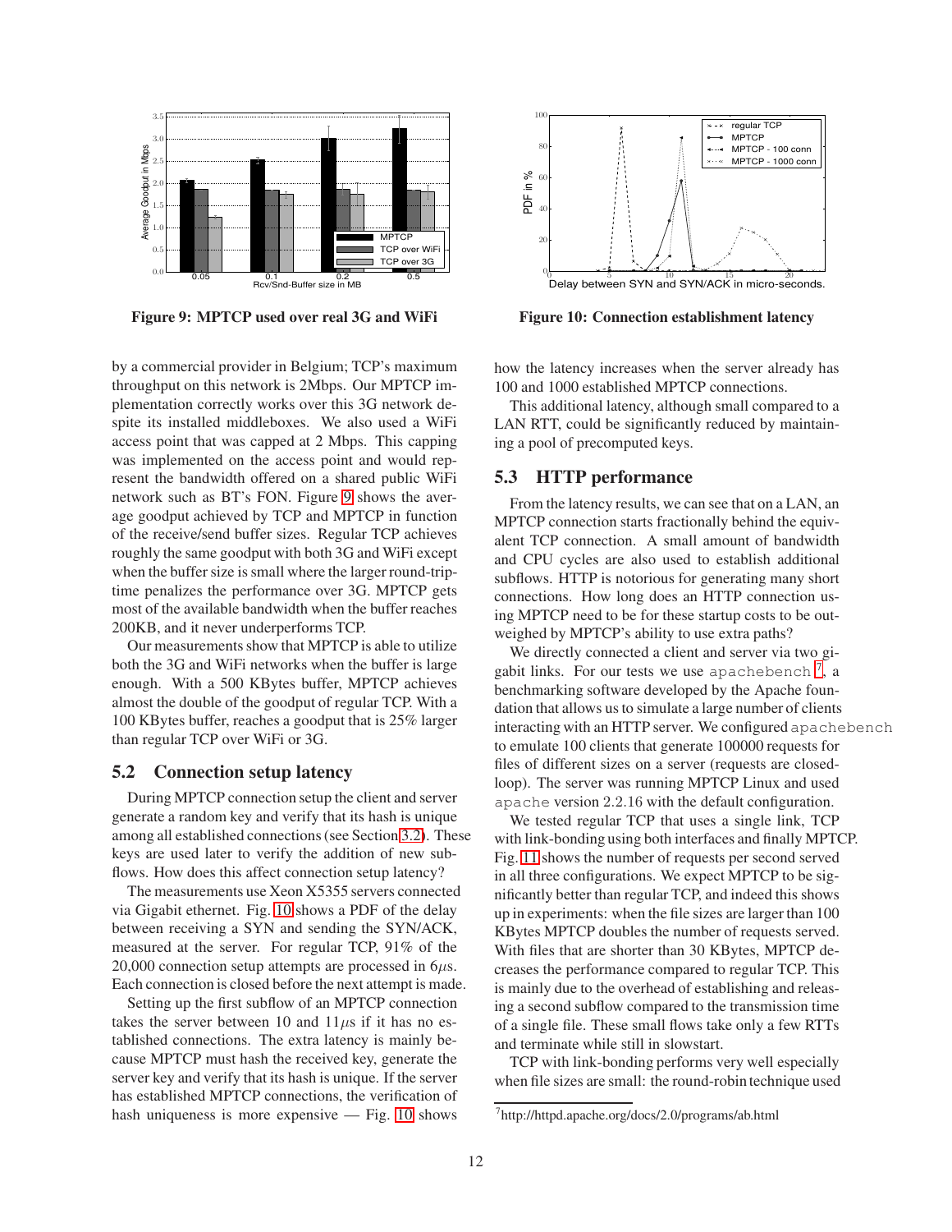Figure 9: MPTCP used over real 3G and WiFi

Figure 10: Connection establishment latency

by a commercial provider in Belgium; TCP's maximum throughput on this network is 2Mbps. Our MPTCP implementation correctly works over this 3G network despite its installed middleboxes. We also used a WiFi access point that was capped at 2 Mbps. This capping was implemented on the access point and would represent the bandwidth offered on a shared public WiFi network such as BT's FON. Figure 9 shows the average goodput achieved by TCP and MPTCP in function of the receive/send buffer sizes. Regular TCP achieves roughly the same goodput with both 3G and WiFi except when the buffer size is small where the larger round-trip-time penalizes the performance over 3G. MPTCP gets most of the available bandwidth when the buffer reaches 200KB, and it never underperforms TCP.

Our measurements show that MPTCP is able to utilize both the 3G and WiFi networks when the buffer is large enough. With a 500 KBytes buffer, MPTCP achieves almost the double of the goodput of regular TCP. With a 100 KBytes buffer, reaches a goodput that is 25% larger than regular TCP over WiFi or 3G.

## 5.2 Connection setup latency

During MPTCP connection setup the client and server generate a random key and verify that its hash is unique among all established connections (see Section 3.2). These keys are used later to verify the addition of new subflows. How does this affect connection setup latency?

The measurements use Xeon X5355 servers connected via Gigabit ethernet. Fig. 10 shows a PDF of the delay between receiving a SYN and sending the SYN/ACK, measured at the server. For regular TCP, 91% of the 20,000 connection setup attempts are processed in $6\mu$s. Each connection is closed before the next attempt is made.

Setting up the first subflow of an MPTCP connection takes the server between 10 and $11\mu$s if it has no established connections. The extra latency is mainly because MPTCP must hash the received key, generate the server key and verify that its hash is unique. If the server has established MPTCP connections, the verification of hash uniqueness is more expensive — Fig. 10 shows how the latency increases when the server already has 100 and 1000 established MPTCP connections.

This additional latency, although small compared to a LAN RTT, could be significantly reduced by maintaining a pool of precomputed keys.

## 5.3 HTTP performance

From the latency results, we can see that on a LAN, an MPTCP connection starts fractionally behind the equivalent TCP connection. A small amount of bandwidth and CPU cycles are also used to establish additional subflows. HTTP is notorious for generating many short connections. How long does an HTTP connection using MPTCP need to be for these startup costs to be outweighed by MPTCP's ability to use extra paths?

We directly connected a client and server via two gigabit links. For our tests we use `apachebench`[7], a benchmarking software developed by the Apache foundation that allows us to simulate a large number of clients interacting with an HTTP server. We configured `apachebench` to emulate 100 clients that generate 100000 requests for files of different sizes on a server (requests are closed-loop). The server was running MPTCP Linux and used `apache` version 2.2.16 with the default configuration.

We tested regular TCP that uses a single link, TCP with link-bonding using both interfaces and finally MPTCP. Fig. 11 shows the number of requests per second served in all three configurations. We expect MPTCP to be significantly better than regular TCP, and indeed this shows up in experiments: when the file sizes are larger than 100 KBytes MPTCP doubles the number of requests served. With files that are shorter than 30 KBytes, MPTCP decreases the performance compared to regular TCP. This is mainly due to the overhead of establishing and releasing a second subflow compared to the transmission time of a single file. These small flows take only a few RTTs and terminate while still in slowstart.

TCP with link-bonding performs very well especially when file sizes are small: the round-robin technique used

[7]http://httpd.apache.org/docs/2.0/programs/ab.html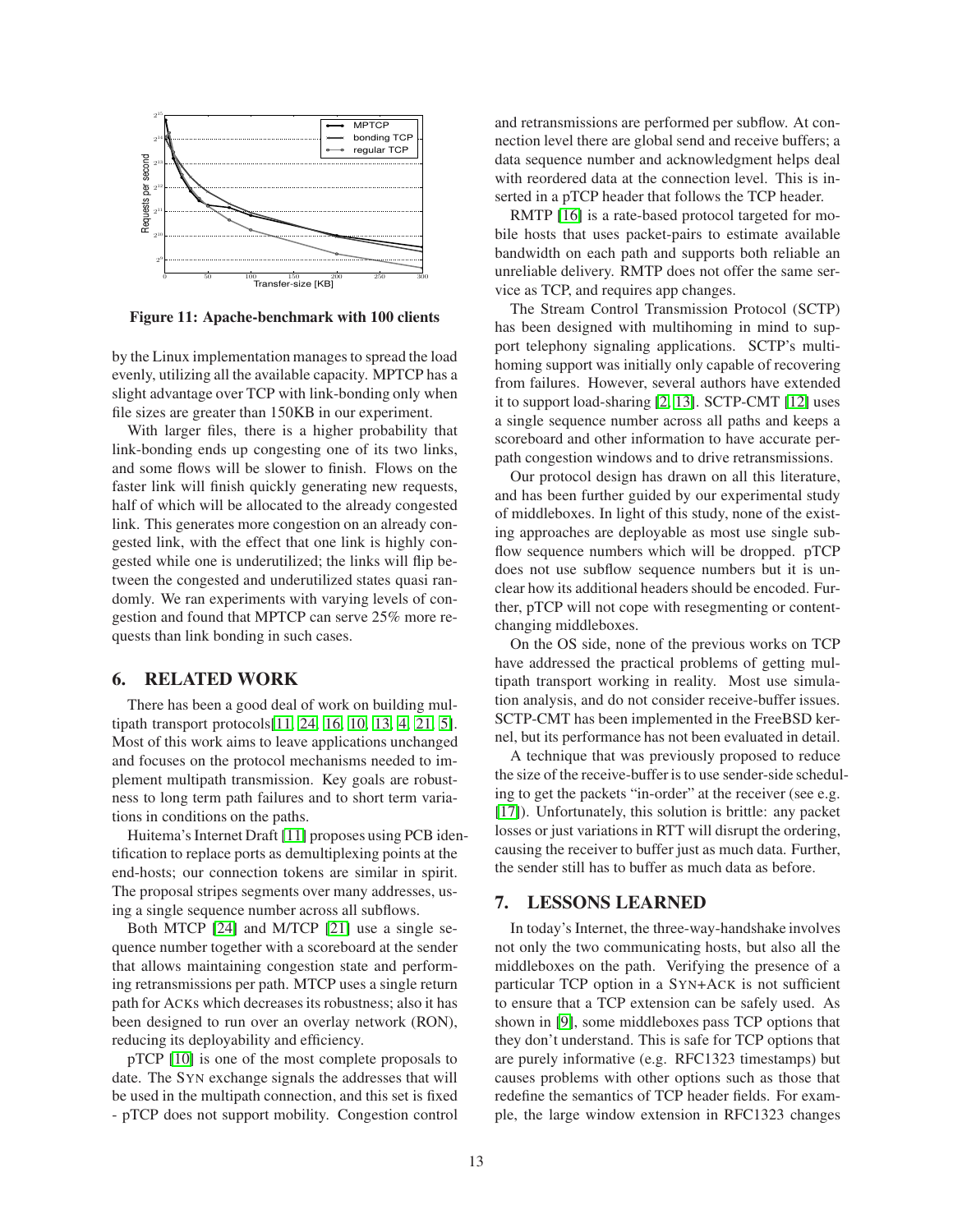Figure 11: Apache-benchmark with 100 clients

by the Linux implementation manages to spread the load evenly, utilizing all the available capacity. MPTCP has a slight advantage over TCP with link-bonding only when file sizes are greater than 150KB in our experiment.

With larger files, there is a higher probability that link-bonding ends up congesting one of its two links, and some flows will be slower to finish. Flows on the faster link will finish quickly generating new requests, half of which will be allocated to the already congested link. This generates more congestion on an already congested link, with the effect that one link is highly congested while one is underutilized; the links will flip between the congested and underutilized states quasi randomly. We ran experiments with varying levels of congestion and found that MPTCP can serve 25% more requests than link bonding in such cases.

## 6. RELATED WORK

There has been a good deal of work on building multipath transport protocols[11, 24, 16, 10, 13, 4, 21, 5]. Most of this work aims to leave applications unchanged and focuses on the protocol mechanisms needed to implement multipath transmission. Key goals are robustness to long term path failures and to short term variations in conditions on the paths.

Huitema's Internet Draft [11] proposes using PCB identification to replace ports as demultiplexing points at the end-hosts; our connection tokens are similar in spirit. The proposal stripes segments over many addresses, using a single sequence number across all subflows.

Both MTCP [24] and M/TCP [21] use a single sequence number together with a scoreboard at the sender that allows maintaining congestion state and performing retransmissions per path. MTCP uses a single return path for ACKs which decreases its robustness; also it has been designed to run over an overlay network (RON), reducing its deployability and efficiency.

pTCP [10] is one of the most complete proposals to date. The SYN exchange signals the addresses that will be used in the multipath connection, and this set is fixed - pTCP does not support mobility. Congestion control and retransmissions are performed per subflow. At connection level there are global send and receive buffers; a data sequence number and acknowledgment helps deal with reordered data at the connection level. This is inserted in a pTCP header that follows the TCP header.

RMTP [16] is a rate-based protocol targeted for mobile hosts that uses packet-pairs to estimate available bandwidth on each path and supports both reliable an unreliable delivery. RMTP does not offer the same service as TCP, and requires app changes.

The Stream Control Transmission Protocol (SCTP) has been designed with multihoming in mind to support telephony signaling applications. SCTP's multihoming support was initially only capable of recovering from failures. However, several authors have extended it to support load-sharing [2, 13]. SCTP-CMT [12] uses a single sequence number across all paths and keeps a scoreboard and other information to have accurate per-path congestion windows and to drive retransmissions.

Our protocol design has drawn on all this literature, and has been further guided by our experimental study of middleboxes. In light of this study, none of the existing approaches are deployable as most use single subflow sequence numbers which will be dropped. pTCP does not use subflow sequence numbers but it is unclear how its additional headers should be encoded. Further, pTCP will not cope with resegmenting or content-changing middleboxes.

On the OS side, none of the previous works on TCP have addressed the practical problems of getting multipath transport working in reality. Most use simulation analysis, and do not consider receive-buffer issues. SCTP-CMT has been implemented in the FreeBSD kernel, but its performance has not been evaluated in detail.

A technique that was previously proposed to reduce the size of the receive-buffer is to use sender-side scheduling to get the packets "in-order" at the receiver (see e.g. [17]). Unfortunately, this solution is brittle: any packet losses or just variations in RTT will disrupt the ordering, causing the receiver to buffer just as much data. Further, the sender still has to buffer as much data as before.

## 7. LESSONS LEARNED

In today's Internet, the three-way-handshake involves not only the two communicating hosts, but also all the middleboxes on the path. Verifying the presence of a particular TCP option in a SYN+ACK is not sufficient to ensure that a TCP extension can be safely used. As shown in [9], some middleboxes pass TCP options that they don't understand. This is safe for TCP options that are purely informative (e.g. RFC1323 timestamps) but causes problems with other options such as those that redefine the semantics of TCP header fields. For example, the large window extension in RFC1323 changes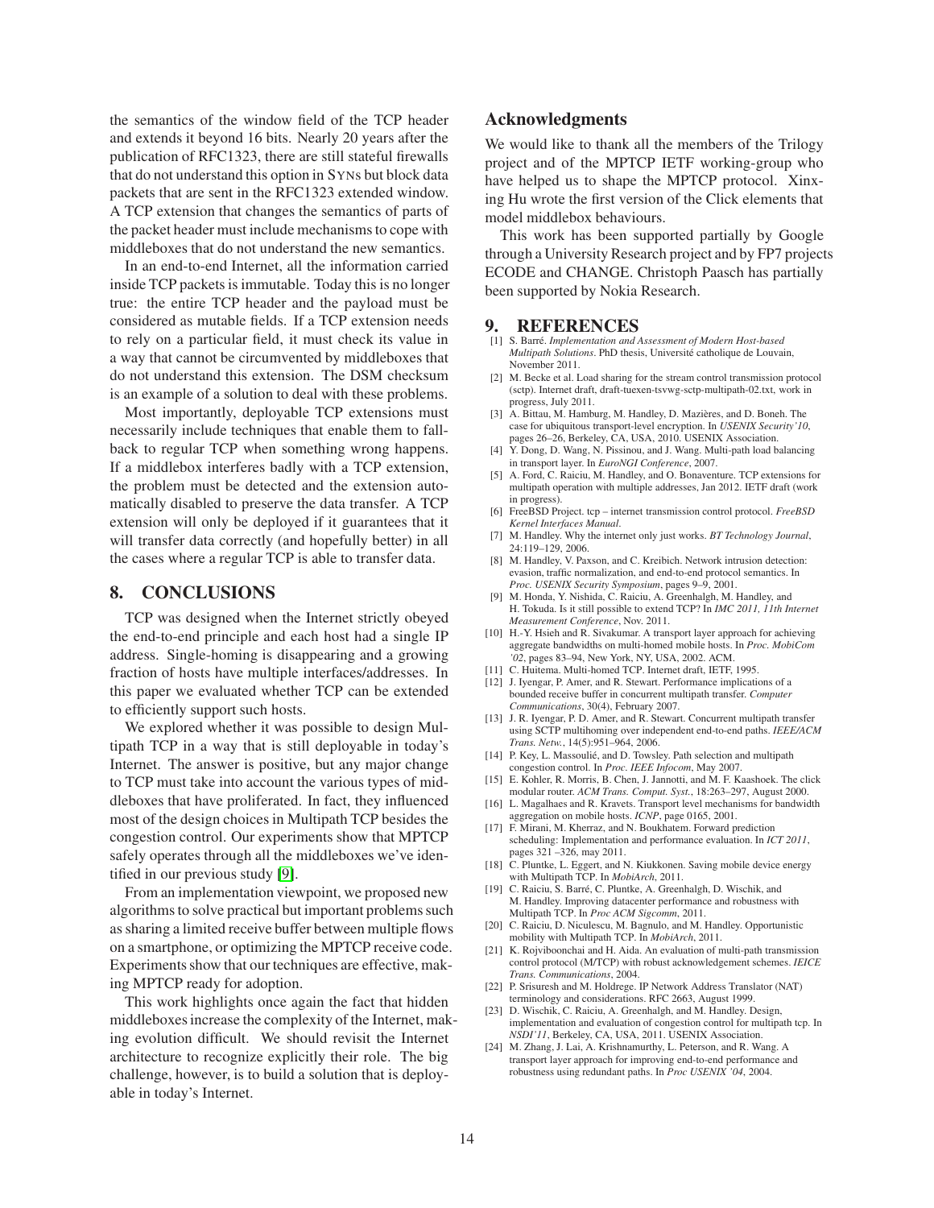the semantics of the window field of the TCP header and extends it beyond 16 bits. Nearly 20 years after the publication of RFC1323, there are still stateful firewalls that do not understand this option in SYNs but block data packets that are sent in the RFC1323 extended window. A TCP extension that changes the semantics of parts of the packet header must include mechanisms to cope with middleboxes that do not understand the new semantics.

In an end-to-end Internet, all the information carried inside TCP packets is immutable. Today this is no longer true: the entire TCP header and the payload must be considered as mutable fields. If a TCP extension needs to rely on a particular field, it must check its value in a way that cannot be circumvented by middleboxes that do not understand this extension. The DSM checksum is an example of a solution to deal with these problems.

Most importantly, deployable TCP extensions must necessarily include techniques that enable them to fallback to regular TCP when something wrong happens. If a middlebox interferes badly with a TCP extension, the problem must be detected and the extension automatically disabled to preserve the data transfer. A TCP extension will only be deployed if it guarantees that it will transfer data correctly (and hopefully better) in all the cases where a regular TCP is able to transfer data.

# 8. CONCLUSIONS

TCP was designed when the Internet strictly obeyed the end-to-end principle and each host had a single IP address. Single-homing is disappearing and a growing fraction of hosts have multiple interfaces/addresses. In this paper we evaluated whether TCP can be extended to efficiently support such hosts.

We explored whether it was possible to design Multipath TCP in a way that is still deployable in today's Internet. The answer is positive, but any major change to TCP must take into account the various types of middleboxes that have proliferated. In fact, they influenced most of the design choices in Multipath TCP besides the congestion control. Our experiments show that MPTCP safely operates through all the middleboxes we've identified in our previous study [9].

From an implementation viewpoint, we proposed new algorithms to solve practical but important problems such as sharing a limited receive buffer between multiple flows on a smartphone, or optimizing the MPTCP receive code. Experiments show that our techniques are effective, making MPTCP ready for adoption.

This work highlights once again the fact that hidden middleboxes increase the complexity of the Internet, making evolution difficult. We should revisit the Internet architecture to recognize explicitly their role. The big challenge, however, is to build a solution that is deployable in today's Internet.

## Acknowledgments

We would like to thank all the members of the Trilogy project and of the MPTCP IETF working-group who have helped us to shape the MPTCP protocol. Xinxing Hu wrote the first version of the Click elements that model middlebox behaviours.

This work has been supported partially by Google through a University Research project and by FP7 projects ECODE and CHANGE. Christoph Paasch has partially been supported by Nokia Research.

# 9. REFERENCES

[1] S. Barré. *Implementation and Assessment of Modern Host-based Multipath Solutions*. PhD thesis, Université catholique de Louvain, November 2011.

[2] M. Becke et al. Load sharing for the stream control transmission protocol (sctp). Internet draft, draft-tuexen-tsvwg-sctp-multipath-02.txt, work in progress, July 2011.

[3] A. Bittau, M. Hamburg, M. Handley, D. Mazières, and D. Boneh. The case for ubiquitous transport-level encryption. In *USENIX Security'10*, pages 26–26, Berkeley, CA, USA, 2010. USENIX Association.

[4] Y. Dong, D. Wang, N. Pissinou, and J. Wang. Multi-path load balancing in transport layer. In *EuroNGI Conference*, 2007.

[5] A. Ford, C. Raiciu, M. Handley, and O. Bonaventure. TCP extensions for multipath operation with multiple addresses, Jan 2012. IETF draft (work in progress).

[6] FreeBSD Project. tcp – internet transmission control protocol. *FreeBSD Kernel Interfaces Manual*.

[7] M. Handley. Why the internet only just works. *BT Technology Journal*, 24:119–129, 2006.

[8] M. Handley, V. Paxson, and C. Kreibich. Network intrusion detection: evasion, traffic normalization, and end-to-end protocol semantics. In *Proc. USENIX Security Symposium*, pages 9–9, 2001.

[9] M. Honda, Y. Nishida, C. Raiciu, A. Greenhalgh, M. Handley, and H. Tokuda. Is it still possible to extend TCP? In *IMC 2011, 11th Internet Measurement Conference*, Nov. 2011.

[10] H.-Y. Hsieh and R. Sivakumar. A transport layer approach for achieving aggregate bandwidths on multi-homed mobile hosts. In *Proc. MobiCom '02*, pages 83–94, New York, NY, USA, 2002. ACM.

[11] C. Huitema. Multi-homed TCP. Internet draft, IETF, 1995.

[12] J. Iyengar, P. Amer, and R. Stewart. Performance implications of a bounded receive buffer in concurrent multipath transfer. *Computer Communications*, 30(4), February 2007.

[13] J. R. Iyengar, P. D. Amer, and R. Stewart. Concurrent multipath transfer using SCTP multihoming over independent end-to-end paths. *IEEE/ACM Trans. Netw.*, 14(5):951–964, 2006.

[14] P. Key, L. Massoulié, and D. Towsley. Path selection and multipath congestion control. In *Proc. IEEE Infocom*, May 2007.

[15] E. Kohler, R. Morris, B. Chen, J. Jannotti, and M. F. Kaashoek. The click modular router. *ACM Trans. Comput. Syst.*, 18:263–297, August 2000.

[16] L. Magalhaes and R. Kravets. Transport level mechanisms for bandwidth aggregation on mobile hosts. *ICNP*, page 0165, 2001.

[17] F. Mirani, M. Kherraz, and N. Boukhatem. Forward prediction scheduling: Implementation and performance evaluation. In *ICT 2011*, pages 321 –326, may 2011.

[18] C. Pluntke, L. Eggert, and N. Kiukkonen. Saving mobile device energy with Multipath TCP. In *MobiArch*, 2011.

[19] C. Raiciu, S. Barré, C. Pluntke, A. Greenhalgh, D. Wischik, and M. Handley. Improving datacenter performance and robustness with Multipath TCP. In *Proc ACM Sigcomm*, 2011.

[20] C. Raiciu, D. Niculescu, M. Bagnulo, and M. Handley. Opportunistic mobility with Multipath TCP. In *MobiArch*, 2011.

[21] K. Rojviboonchai and H. Aida. An evaluation of multi-path transmission control protocol (M/TCP) with robust acknowledgement schemes. *IEICE Trans. Communications*, 2004.

[22] P. Srisuresh and M. Holdrege. IP Network Address Translator (NAT) terminology and considerations. RFC 2663, August 1999.

[23] D. Wischik, C. Raiciu, A. Greenhalgh, and M. Handley. Design, implementation and evaluation of congestion control for multipath tcp. In *NSDI'11*, Berkeley, CA, USA, 2011. USENIX Association.

[24] M. Zhang, J. Lai, A. Krishnamurthy, L. Peterson, and R. Wang. A transport layer approach for improving end-to-end performance and robustness using redundant paths. In *Proc USENIX '04*, 2004.